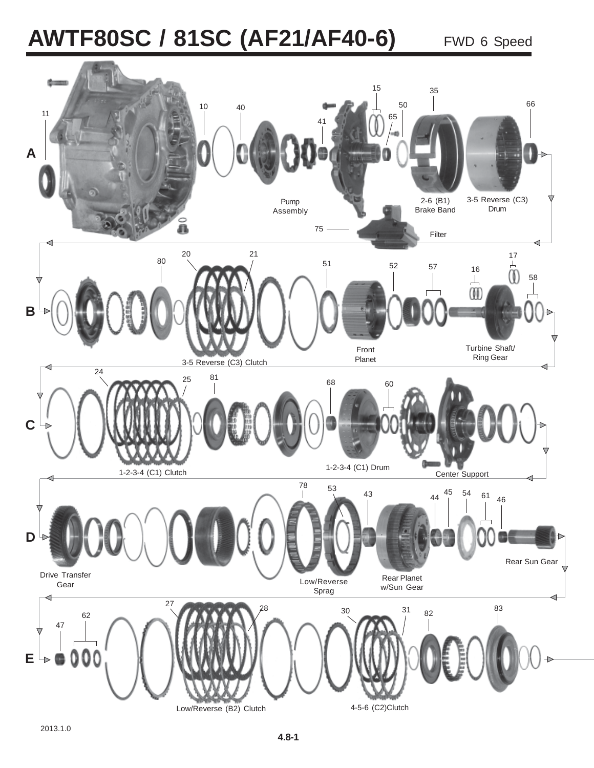# AWTF80SC / 81SC (AF21/AF40-6)

FWD 6 Speed

**A**

11, 10, 40, 41, 15, 65, 50, 35, 66

Pump Assembly

75

Filter

2-6 (B1) Brake Band

3-5 Reverse (C3) Drum

**B**

80, 20, 21, 51, 52, 57, 16, 17, 58

3-5 Reverse (C3) Clutch

Front Planet

Turbine Shaft/ Ring Gear

**C**

24, 25, 81, 68, 60

1-2-3-4 (C1) Clutch

1-2-3-4 (C1) Drum

Center Support

**D**

78, 53, 43, 44, 45, 54, 61, 46

Drive Transfer Gear

Low/Reverse Sprag

Rear Planet w/Sun Gear

Rear Sun Gear

**E**

47, 62, 27, 28, 30, 31, 82, 83

Low/Reverse (B2) Clutch

4-5-6 (C2)Clutch

2013.1.0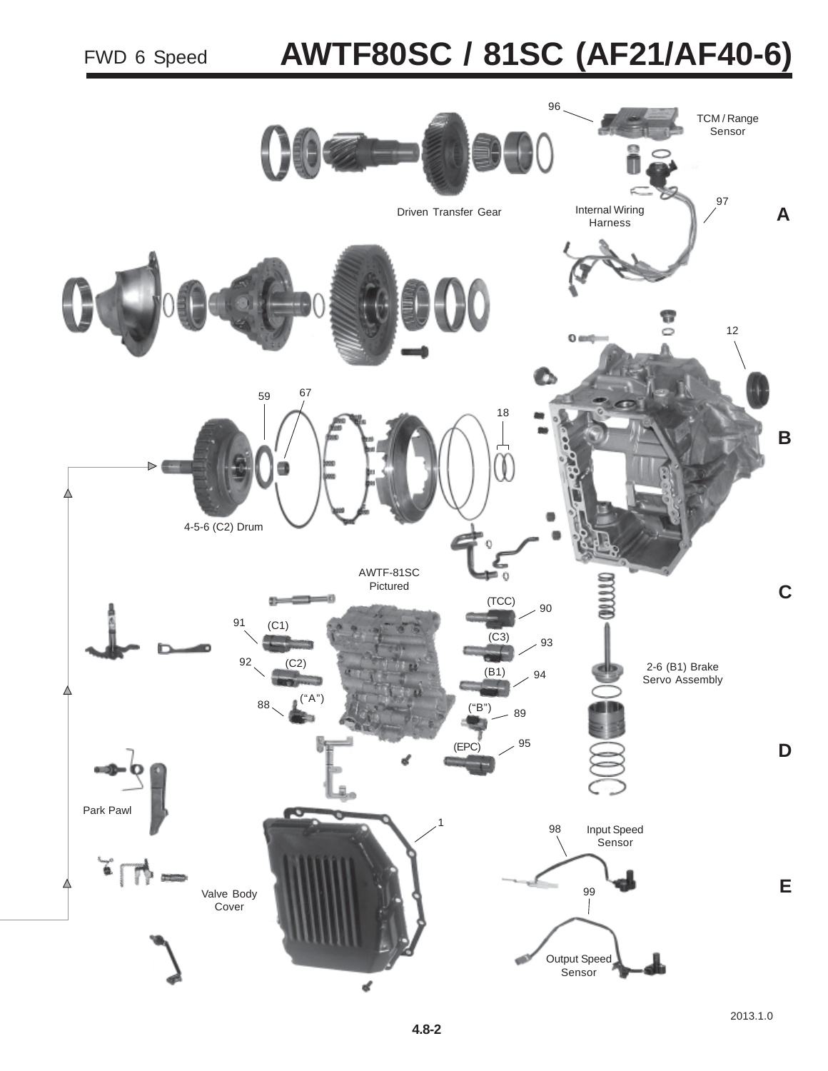# FWD 6 Speed AWTF80SC / 81SC (AF21/AF40-6)

96 TCM / Range Sensor

97 Internal Wiring Harness

Driven Transfer Gear

A

12

59

67

18

B

4-5-6 (C2) Drum

AWTF-81SC Pictured

C

(TCC) 90

91 (C1)

(C3) 93

92 (C2)

(B1) 94

2-6 (B1) Brake Servo Assembly

88 ("A")

("B") 89

(EPC) 95

D

Park Pawl

1

98 Input Speed Sensor

E

Valve Body Cover

99

Output Speed Sensor

2013.1.0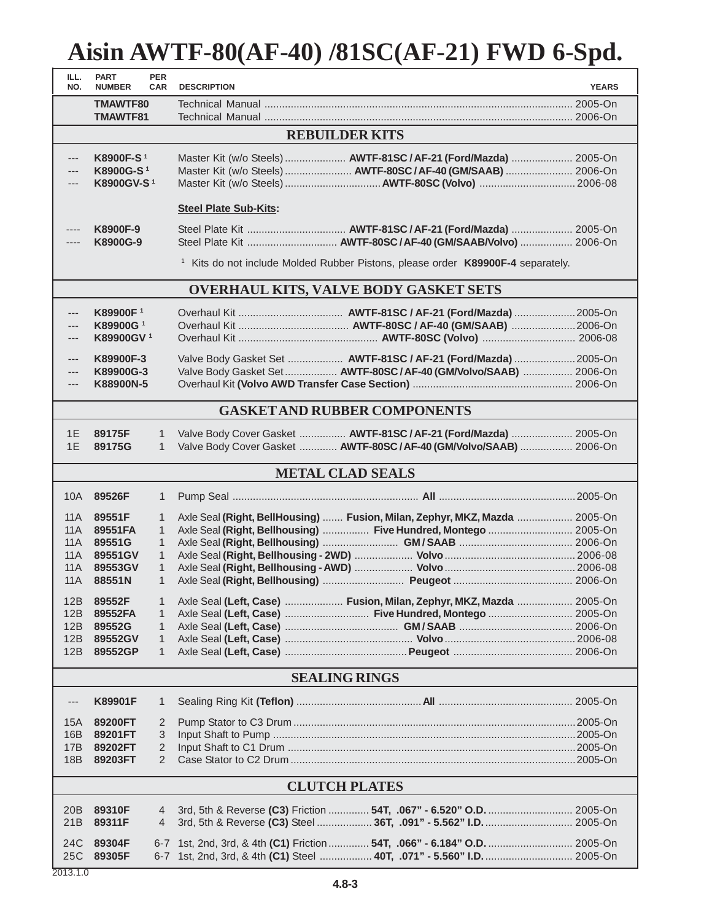# Aisin AWTF-80(AF-40) /81SC(AF-21) FWD 6-Spd.

| ILL. NO. | PART NUMBER | PER CAR | DESCRIPTION | | YEARS |
|---|---|---|---|---|---|
| | **TMAWTF80** | | Technical Manual | | 2005-On |
| | **TMAWTF81** | | Technical Manual | | 2006-On |
| | | | **REBUILDER KITS** | | |
| --- | **K8900F-S** [1] | | Master Kit (w/o Steels) | **AWTF-81SC / AF-21 (Ford/Mazda)** | 2005-On |
| --- | **K8900G-S** [1] | | Master Kit (w/o Steels) | **AWTF-80SC / AF-40 (GM/SAAB)** | 2006-On |
| --- | **K8900GV-S** [1] | | Master Kit (w/o Steels) | **AWTF-80SC (Volvo)** | 2006-08 |
| | | | **Steel Plate Sub-Kits:** | | |
| ---- | **K8900F-9** | | Steel Plate Kit | **AWTF-81SC / AF-21 (Ford/Mazda)** | 2005-On |
| ---- | **K8900G-9** | | Steel Plate Kit | **AWTF-80SC / AF-40 (GM/SAAB/Volvo)** | 2006-On |
| | | | [1] Kits do not include Molded Rubber Pistons, please order **K89900F-4** separately. | | |
| | | | **OVERHAUL KITS, VALVE BODY GASKET SETS** | | |
| --- | **K89900F** [1] | | Overhaul Kit | **AWTF-81SC / AF-21 (Ford/Mazda)** | 2005-On |
| --- | **K89900G** [1] | | Overhaul Kit | **AWTF-80SC / AF-40 (GM/SAAB)** | 2006-On |
| --- | **K89900GV** [1] | | Overhaul Kit | **AWTF-80SC (Volvo)** | 2006-08 |
| --- | **K89900F-3** | | Valve Body Gasket Set | **AWTF-81SC / AF-21 (Ford/Mazda)** | 2005-On |
| --- | **K89900G-3** | | Valve Body Gasket Set | **AWTF-80SC / AF-40 (GM/Volvo/SAAB)** | 2006-On |
| --- | **K88900N-5** | | Overhaul Kit **(Volvo AWD Transfer Case Section)** | | 2006-On |
| | | | **GASKET AND RUBBER COMPONENTS** | | |
| 1E | **89175F** | 1 | Valve Body Cover Gasket | **AWTF-81SC / AF-21 (Ford/Mazda)** | 2005-On |
| 1E | **89175G** | 1 | Valve Body Cover Gasket | **AWTF-80SC / AF-40 (GM/Volvo/SAAB)** | 2006-On |
| | | | **METAL CLAD SEALS** | | |
| 10A | **89526F** | 1 | Pump Seal | **All** | 2005-On |
| 11A | **89551F** | 1 | Axle Seal **(Right, BellHousing)** | **Fusion, Milan, Zephyr, MKZ, Mazda** | 2005-On |
| 11A | **89551FA** | 1 | Axle Seal **(Right, Bellhousing)** | **Five Hundred, Montego** | 2005-On |
| 11A | **89551G** | 1 | Axle Seal **(Right, Bellhousing)** | **GM / SAAB** | 2006-On |
| 11A | **89551GV** | 1 | Axle Seal **(Right, Bellhousing - 2WD)** | **Volvo** | 2006-08 |
| 11A | **89553GV** | 1 | Axle Seal **(Right, Bellhousing - AWD)** | **Volvo** | 2006-08 |
| 11A | **88551N** | 1 | Axle Seal **(Right, Bellhousing)** | **Peugeot** | 2006-On |
| 12B | **89552F** | 1 | Axle Seal **(Left, Case)** | **Fusion, Milan, Zephyr, MKZ, Mazda** | 2005-On |
| 12B | **89552FA** | 1 | Axle Seal **(Left, Case)** | **Five Hundred, Montego** | 2005-On |
| 12B | **89552G** | 1 | Axle Seal **(Left, Case)** | **GM / SAAB** | 2006-On |
| 12B | **89552GV** | 1 | Axle Seal **(Left, Case)** | **Volvo** | 2006-08 |
| 12B | **89552GP** | 1 | Axle Seal **(Left, Case)** | **Peugeot** | 2006-On |
| | | | **SEALING RINGS** | | |
| --- | **K89901F** | 1 | Sealing Ring Kit **(Teflon)** | **All** | 2005-On |
| 15A | **89200FT** | 2 | Pump Stator to C3 Drum | | 2005-On |
| 16B | **89201FT** | 3 | Input Shaft to Pump | | 2005-On |
| 17B | **89202FT** | 2 | Input Shaft to C1 Drum | | 2005-On |
| 18B | **89203FT** | 2 | Case Stator to C2 Drum | | 2005-On |
| | | | **CLUTCH PLATES** | | |
| 20B | **89310F** | 4 | 3rd, 5th & Reverse **(C3)** Friction | **54T, .067" - 6.520" O.D.** | 2005-On |
| 21B | **89311F** | 4 | 3rd, 5th & Reverse **(C3)** Steel | **36T, .091" - 5.562" I.D.** | 2005-On |
| 24C | **89304F** | 6-7 | 1st, 2nd, 3rd, & 4th **(C1)** Friction | **54T, .066" - 6.184" O.D.** | 2005-On |
| 25C | **89305F** | 6-7 | 1st, 2nd, 3rd, & 4th **(C1)** Steel | **40T, .071" - 5.560" I.D.** | 2005-On |

2013.1.0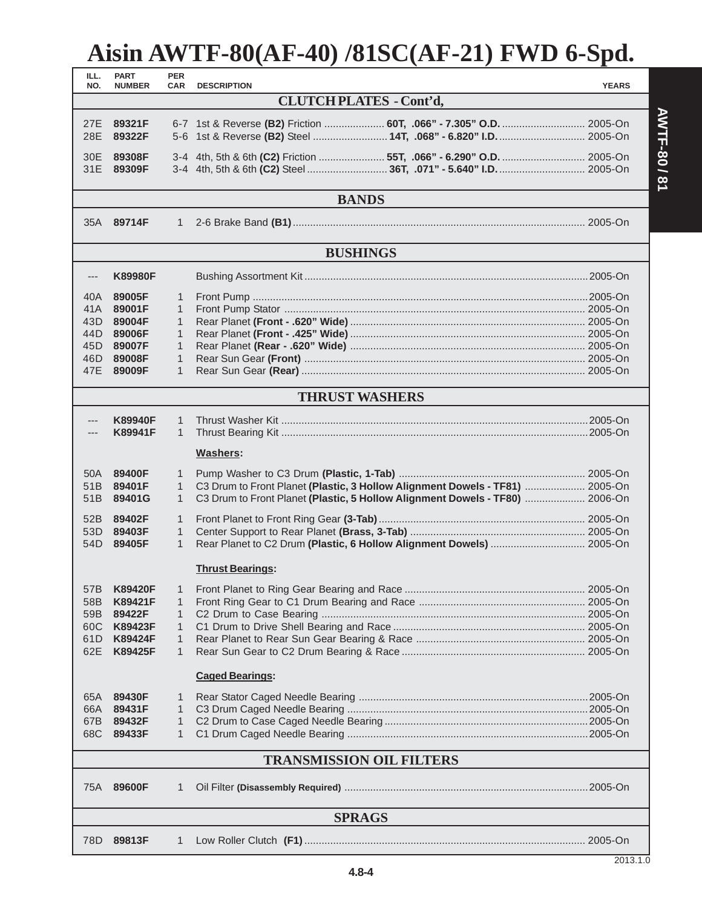# Aisin AWTF-80(AF-40) /81SC(AF-21) FWD 6-Spd.

| ILL. NO. | PART NUMBER | PER CAR | DESCRIPTION | YEARS |
|---|---|---|---|---|
| | | | **CLUTCH PLATES - Cont'd,** | |
| 27E | **89321F** | 6-7 | 1st & Reverse **(B2)** Friction **60T, .066" - 7.305" O.D.** | 2005-On |
| 28E | **89322F** | 5-6 | 1st & Reverse **(B2)** Steel **14T, .068" - 6.820" I.D.** | 2005-On |
| 30E | **89308F** | 3-4 | 4th, 5th & 6th **(C2)** Friction **55T, .066" - 6.290" O.D.** | 2005-On |
| 31E | **89309F** | 3-4 | 4th, 5th & 6th **(C2)** Steel **36T, .071" - 5.640" I.D.** | 2005-On |
| | | | **BANDS** | |
| 35A | **89714F** | 1 | 2-6 Brake Band **(B1)** | 2005-On |
| | | | **BUSHINGS** | |
| --- | **K89980F** | | Bushing Assortment Kit | 2005-On |
| 40A | **89005F** | 1 | Front Pump | 2005-On |
| 41A | **89001F** | 1 | Front Pump Stator | 2005-On |
| 43D | **89004F** | 1 | Rear Planet **(Front - .620" Wide)** | 2005-On |
| 44D | **89006F** | 1 | Rear Planet **(Front - .425" Wide)** | 2005-On |
| 45D | **89007F** | 1 | Rear Planet **(Rear - .620" Wide)** | 2005-On |
| 46D | **89008F** | 1 | Rear Sun Gear **(Front)** | 2005-On |
| 47E | **89009F** | 1 | Rear Sun Gear **(Rear)** | 2005-On |
| | | | **THRUST WASHERS** | |
| --- | **K89940F** | 1 | Thrust Washer Kit | 2005-On |
| --- | **K89941F** | 1 | Thrust Bearing Kit | 2005-On |
| | | | **Washers:** | |
| 50A | **89400F** | 1 | Pump Washer to C3 Drum **(Plastic, 1-Tab)** | 2005-On |
| 51B | **89401F** | 1 | C3 Drum to Front Planet **(Plastic, 3 Hollow Alignment Dowels - TF81)** | 2005-On |
| 51B | **89401G** | 1 | C3 Drum to Front Planet **(Plastic, 5 Hollow Alignment Dowels - TF80)** | 2006-On |
| 52B | **89402F** | 1 | Front Planet to Front Ring Gear **(3-Tab)** | 2005-On |
| 53D | **89403F** | 1 | Center Support to Rear Planet **(Brass, 3-Tab)** | 2005-On |
| 54D | **89405F** | 1 | Rear Planet to C2 Drum **(Plastic, 6 Hollow Alignment Dowels)** | 2005-On |
| | | | **Thrust Bearings:** | |
| 57B | **K89420F** | 1 | Front Planet to Ring Gear Bearing and Race | 2005-On |
| 58B | **K89421F** | 1 | Front Ring Gear to C1 Drum Bearing and Race | 2005-On |
| 59B | **89422F** | 1 | C2 Drum to Case Bearing | 2005-On |
| 60C | **K89423F** | 1 | C1 Drum to Drive Shell Bearing and Race | 2005-On |
| 61D | **K89424F** | 1 | Rear Planet to Rear Sun Gear Bearing & Race | 2005-On |
| 62E | **K89425F** | 1 | Rear Sun Gear to C2 Drum Bearing & Race | 2005-On |
| | | | **Caged Bearings:** | |
| 65A | **89430F** | 1 | Rear Stator Caged Needle Bearing | 2005-On |
| 66A | **89431F** | 1 | C3 Drum Caged Needle Bearing | 2005-On |
| 67B | **89432F** | 1 | C2 Drum to Case Caged Needle Bearing | 2005-On |
| 68C | **89433F** | 1 | C1 Drum Caged Needle Bearing | 2005-On |
| | | | **TRANSMISSION OIL FILTERS** | |
| 75A | **89600F** | 1 | Oil Filter **(Disassembly Required)** | 2005-On |
| | | | **SPRAGS** | |
| 78D | **89813F** | 1 | Low Roller Clutch **(F1)** | 2005-On |

2013.1.0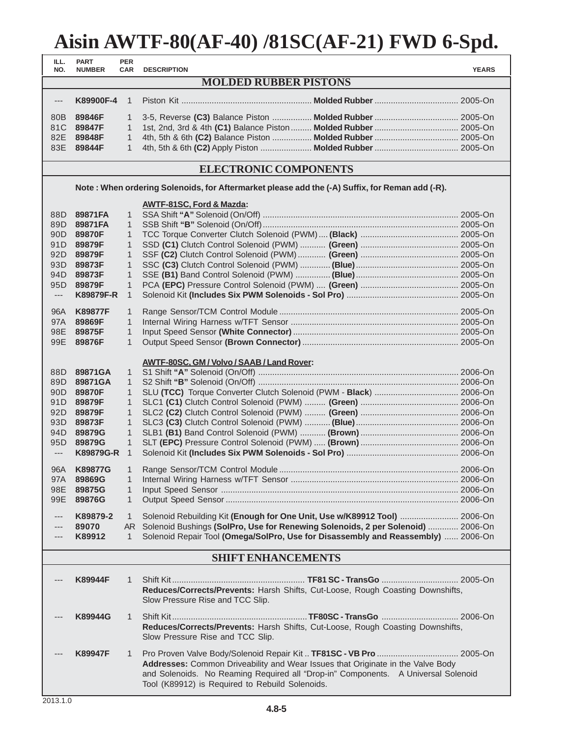# Aisin AWTF-80(AF-40) /81SC(AF-21) FWD 6-Spd.

| ILL. NO. | PART NUMBER | PER CAR | DESCRIPTION | YEARS |
|---|---|---|---|---|
| | | | **MOLDED RUBBER PISTONS** | |
| --- | **K89900F-4** | 1 | Piston Kit .................... **Molded Rubber** | 2005-On |
| 80B | **89846F** | 1 | 3-5, Reverse **(C3)** Balance Piston .................... **Molded Rubber** | 2005-On |
| 81C | **89847F** | 1 | 1st, 2nd, 3rd & 4th **(C1)** Balance Piston .................... **Molded Rubber** | 2005-On |
| 82E | **89848F** | 1 | 4th, 5th & 6th **(C2)** Balance Piston .................... **Molded Rubber** | 2005-On |
| 83E | **89844F** | 1 | 4th, 5th & 6th **(C2)** Apply Piston .................... **Molded Rubber** | 2005-On |
| | | | **ELECTRONIC COMPONENTS** | |
| | | | **Note : When ordering Solenoids, for Aftermarket please add the (-A) Suffix, for Reman add (-R).** | |
| | | | **AWTF-81SC, Ford & Mazda:** | |
| 88D | **89871FA** | 1 | SSA Shift **"A"** Solenoid (On/Off) | 2005-On |
| 89D | **89871FA** | 1 | SSB Shift **"B"** Solenoid (On/Off) | 2005-On |
| 90D | **89870F** | 1 | TCC Torque Converter Clutch Solenoid (PWM) .... **(Black)** | 2005-On |
| 91D | **89879F** | 1 | SSD **(C1)** Clutch Control Solenoid (PWM) .... **(Green)** | 2005-On |
| 92D | **89879F** | 1 | SSF **(C2)** Clutch Control Solenoid (PWM) .... **(Green)** | 2005-On |
| 93D | **89873F** | 1 | SSC **(C3)** Clutch Control Solenoid (PWM) .... **(Blue)** | 2005-On |
| 94D | **89873F** | 1 | SSE **(B1)** Band Control Solenoid (PWM) .... **(Blue)** | 2005-On |
| 95D | **89879F** | 1 | PCA **(EPC)** Pressure Control Solenoid (PWM) .... **(Green)** | 2005-On |
| --- | **K89879F-R** | 1 | Solenoid Kit **(Includes Six PWM Solenoids - Sol Pro)** | 2005-On |
| 96A | **K89877F** | 1 | Range Sensor/TCM Control Module | 2005-On |
| 97A | **89869F** | 1 | Internal Wiring Harness w/TFT Sensor | 2005-On |
| 98E | **89875F** | 1 | Input Speed Sensor **(White Connector)** | 2005-On |
| 99E | **89876F** | 1 | Output Speed Sensor **(Brown Connector)** | 2005-On |
| | | | **AWTF-80SC, GM / Volvo / SAAB / Land Rover:** | |
| 88D | **89871GA** | 1 | S1 Shift **"A"** Solenoid (On/Off) | 2006-On |
| 89D | **89871GA** | 1 | S2 Shift **"B"** Solenoid (On/Off) | 2006-On |
| 90D | **89870F** | 1 | SLU **(TCC)** Torque Converter Clutch Solenoid (PWM - **Black**) | 2006-On |
| 91D | **89879F** | 1 | SLC1 **(C1)** Clutch Control Solenoid (PWM) .... **(Green)** | 2006-On |
| 92D | **89879F** | 1 | SLC2 **(C2)** Clutch Control Solenoid (PWM) .... **(Green)** | 2006-On |
| 93D | **89873F** | 1 | SLC3 **(C3)** Clutch Control Solenoid (PWM) .... **(Blue)** | 2006-On |
| 94D | **89879G** | 1 | SLB1 **(B1)** Band Control Solenoid (PWM) .... **(Brown)** | 2006-On |
| 95D | **89879G** | 1 | SLT **(EPC)** Pressure Control Solenoid (PWM) .... **(Brown)** | 2006-On |
| --- | **K89879G-R** | 1 | Solenoid Kit **(Includes Six PWM Solenoids - Sol Pro)** | 2006-On |
| 96A | **K89877G** | 1 | Range Sensor/TCM Control Module | 2006-On |
| 97A | **89869G** | 1 | Internal Wiring Harness w/TFT Sensor | 2006-On |
| 98E | **89875G** | 1 | Input Speed Sensor | 2006-On |
| 99E | **89876G** | 1 | Output Speed Sensor | 2006-On |
| --- | **K89879-2** | 1 | Solenoid Rebuilding Kit **(Enough for One Unit, Use w/K89912 Tool)** | 2006-On |
| --- | **89070** | AR | Solenoid Bushings **(SolPro, Use for Renewing Solenoids, 2 per Solenoid)** | 2006-On |
| --- | **K89912** | 1 | Solenoid Repair Tool **(Omega/SolPro, Use for Disassembly and Reassembly)** | 2006-On |
| | | | **SHIFT ENHANCEMENTS** | |
| --- | **K89944F** | 1 | Shift Kit .................... **TF81 SC - TransGo**<br>**Reduces/Corrects/Prevents:** Harsh Shifts, Cut-Loose, Rough Coasting Downshifts, Slow Pressure Rise and TCC Slip. | 2005-On |
| --- | **K89944G** | 1 | Shift Kit .................... **TF80SC - TransGo**<br>**Reduces/Corrects/Prevents:** Harsh Shifts, Cut-Loose, Rough Coasting Downshifts, Slow Pressure Rise and TCC Slip. | 2006-On |
| --- | **K89947F** | 1 | Pro Proven Valve Body/Solenoid Repair Kit .. **TF81SC - VB Pro**<br>**Addresses:** Common Driveability and Wear Issues that Originate in the Valve Body and Solenoids. No Reaming Required all "Drop-in" Components. A Universal Solenoid Tool (K89912) is Required to Rebuild Solenoids. | 2005-On |

2013.1.0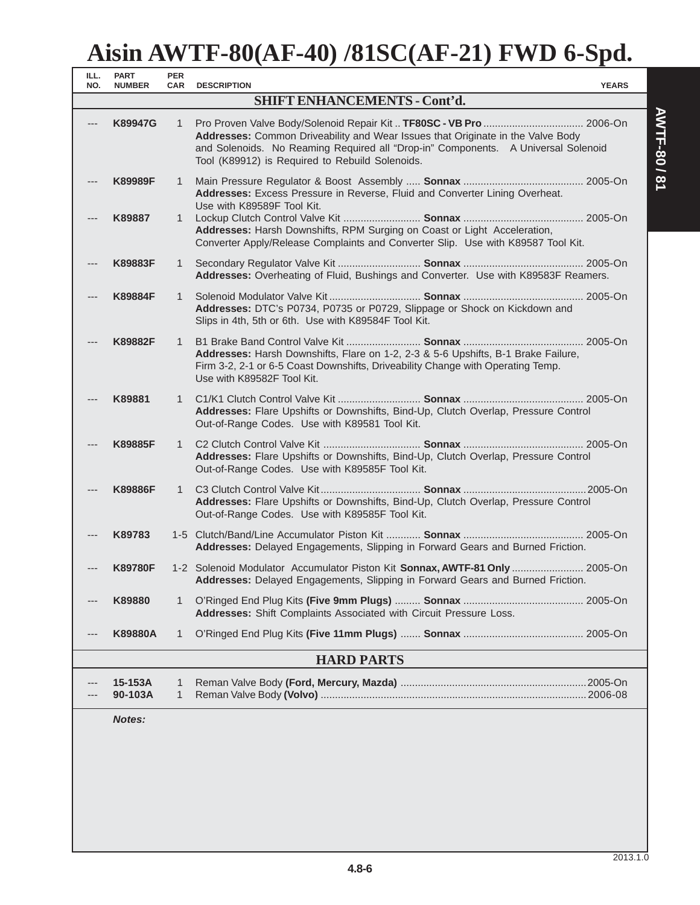# Aisin AWTF-80(AF-40) /81SC(AF-21) FWD 6-Spd.

| ILL. NO. | PART NUMBER | PER CAR | DESCRIPTION | YEARS |
|---|---|---|---|---|
| | | | **SHIFT ENHANCEMENTS - Cont'd.** | |
| --- | **K89947G** | 1 | Pro Proven Valve Body/Solenoid Repair Kit .. **TF80SC - VB Pro** ... **Addresses:** Common Driveability and Wear Issues that Originate in the Valve Body and Solenoids. No Reaming Required all "Drop-in" Components. A Universal Solenoid Tool (K89912) is Required to Rebuild Solenoids. | 2006-On |
| --- | **K89989F** | 1 | Main Pressure Regulator & Boost Assembly ..... **Sonnax** ... **Addresses:** Excess Pressure in Reverse, Fluid and Converter Lining Overheat. Use with K89589F Tool Kit. | 2005-On |
| --- | **K89887** | 1 | Lockup Clutch Control Valve Kit ... **Sonnax** ... **Addresses:** Harsh Downshifts, RPM Surging on Coast or Light Acceleration, Converter Apply/Release Complaints and Converter Slip. Use with K89587 Tool Kit. | 2005-On |
| --- | **K89883F** | 1 | Secondary Regulator Valve Kit ... **Sonnax** ... **Addresses:** Overheating of Fluid, Bushings and Converter. Use with K89583F Reamers. | 2005-On |
| --- | **K89884F** | 1 | Solenoid Modulator Valve Kit ... **Sonnax** ... **Addresses:** DTC's P0734, P0735 or P0729, Slippage or Shock on Kickdown and Slips in 4th, 5th or 6th. Use with K89584F Tool Kit. | 2005-On |
| --- | **K89882F** | 1 | B1 Brake Band Control Valve Kit ... **Sonnax** ... **Addresses:** Harsh Downshifts, Flare on 1-2, 2-3 & 5-6 Upshifts, B-1 Brake Failure, Firm 3-2, 2-1 or 6-5 Coast Downshifts, Driveability Change with Operating Temp. Use with K89582F Tool Kit. | 2005-On |
| --- | **K89881** | 1 | C1/K1 Clutch Control Valve Kit ... **Sonnax** ... **Addresses:** Flare Upshifts or Downshifts, Bind-Up, Clutch Overlap, Pressure Control Out-of-Range Codes. Use with K89581 Tool Kit. | 2005-On |
| --- | **K89885F** | 1 | C2 Clutch Control Valve Kit ... **Sonnax** ... **Addresses:** Flare Upshifts or Downshifts, Bind-Up, Clutch Overlap, Pressure Control Out-of-Range Codes. Use with K89585F Tool Kit. | 2005-On |
| --- | **K89886F** | 1 | C3 Clutch Control Valve Kit ... **Sonnax** ... **Addresses:** Flare Upshifts or Downshifts, Bind-Up, Clutch Overlap, Pressure Control Out-of-Range Codes. Use with K89585F Tool Kit. | 2005-On |
| --- | **K89783** | 1-5 | Clutch/Band/Line Accumulator Piston Kit ... **Sonnax** ... **Addresses:** Delayed Engagements, Slipping in Forward Gears and Burned Friction. | 2005-On |
| --- | **K89780F** | 1-2 | Solenoid Modulator Accumulator Piston Kit **Sonnax, AWTF-81 Only** ... **Addresses:** Delayed Engagements, Slipping in Forward Gears and Burned Friction. | 2005-On |
| --- | **K89880** | 1 | O'Ringed End Plug Kits **(Five 9mm Plugs)** ... **Sonnax** ... **Addresses:** Shift Complaints Associated with Circuit Pressure Loss. | 2005-On |
| --- | **K89880A** | 1 | O'Ringed End Plug Kits **(Five 11mm Plugs)** ... **Sonnax** ... | 2005-On |
| | | | **HARD PARTS** | |
| --- | **15-153A** | 1 | Reman Valve Body **(Ford, Mercury, Mazda)** ... | 2005-On |
| --- | **90-103A** | 1 | Reman Valve Body **(Volvo)** ... | 2006-08 |

***Notes:***

2013.1.0